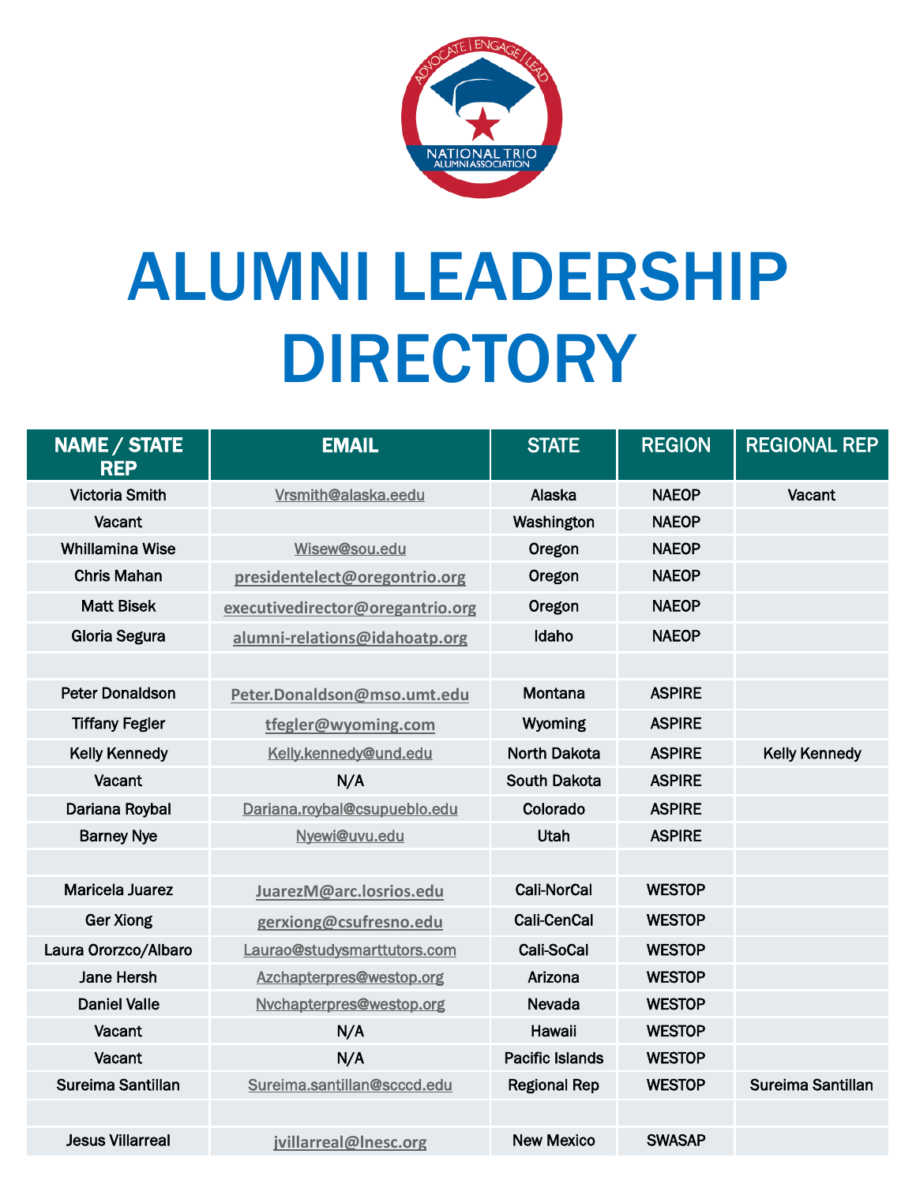# ALUMNI LEADERSHIP DIRECTORY

| NAME / STATE REP | EMAIL | STATE | REGION | REGIONAL REP |
|---|---|---|---|---|
| Victoria Smith | Vrsmith@alaska.eedu | Alaska | NAEOP | Vacant |
| Vacant | | Washington | NAEOP | |
| Whillamina Wise | Wisew@sou.edu | Oregon | NAEOP | |
| Chris Mahan | presidentelect@oregontrio.org | Oregon | NAEOP | |
| Matt Bisek | executivedirector@oregantrio.org | Oregon | NAEOP | |
| Gloria Segura | alumni-relations@idahoatp.org | Idaho | NAEOP | |
| | | | | |
| Peter Donaldson | Peter.Donaldson@mso.umt.edu | Montana | ASPIRE | |
| Tiffany Fegler | tfegler@wyoming.com | Wyoming | ASPIRE | |
| Kelly Kennedy | Kelly.kennedy@und.edu | North Dakota | ASPIRE | Kelly Kennedy |
| Vacant | N/A | South Dakota | ASPIRE | |
| Dariana Roybal | Dariana.roybal@csupueblo.edu | Colorado | ASPIRE | |
| Barney Nye | Nyewi@uvu.edu | Utah | ASPIRE | |
| | | | | |
| Maricela Juarez | JuarezM@arc.losrios.edu | Cali-NorCal | WESTOP | |
| Ger Xiong | gerxiong@csufresno.edu | Cali-CenCal | WESTOP | |
| Laura Ororzco/Albaro | Laurao@studysmarttutors.com | Cali-SoCal | WESTOP | |
| Jane Hersh | Azchapterpres@westop.org | Arizona | WESTOP | |
| Daniel Valle | Nvchapterpres@westop.org | Nevada | WESTOP | |
| Vacant | N/A | Hawaii | WESTOP | |
| Vacant | N/A | Pacific Islands | WESTOP | |
| Sureima Santillan | Sureima.santillan@scccd.edu | Regional Rep | WESTOP | Sureima Santillan |
| | | | | |
| Jesus Villarreal | jvillarreal@lnesc.org | New Mexico | SWASAP | |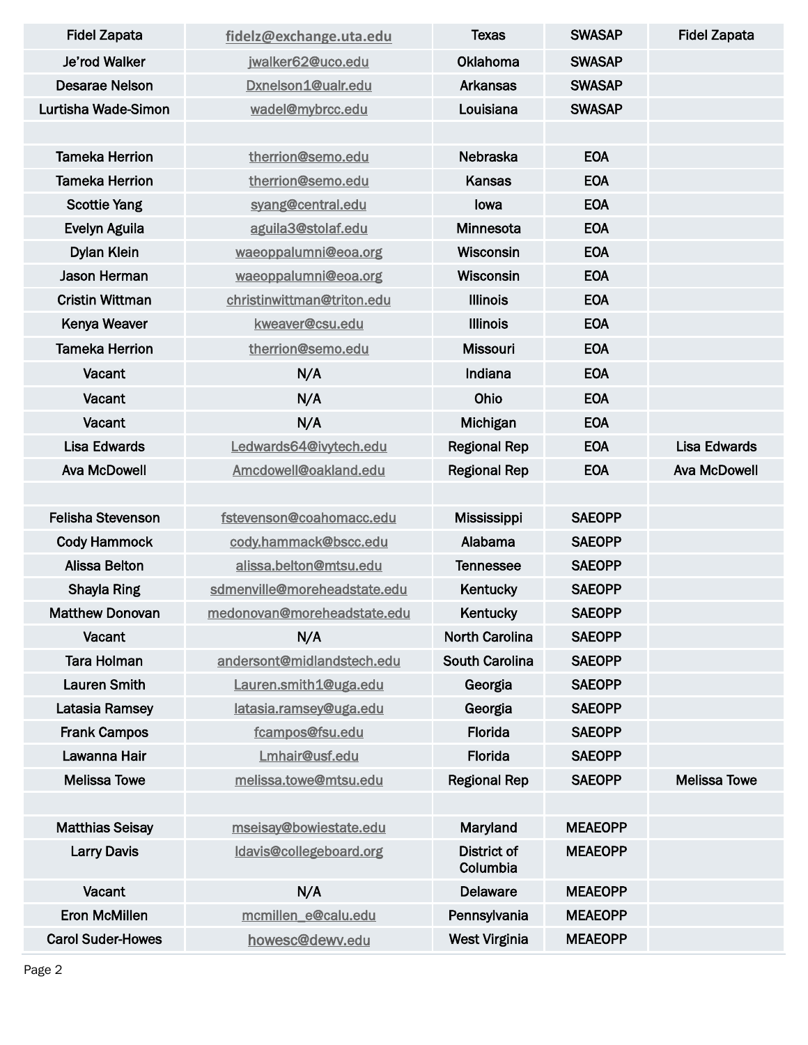| | | | | |
|---|---|---|---|---|
| Fidel Zapata | fidelz@exchange.uta.edu | Texas | SWASAP | Fidel Zapata |
| Je'rod Walker | jwalker62@uco.edu | Oklahoma | SWASAP | |
| Desarae Nelson | Dxnelson1@ualr.edu | Arkansas | SWASAP | |
| Lurtisha Wade-Simon | wadel@mybrcc.edu | Louisiana | SWASAP | |
| | | | | |
| Tameka Herrion | therrion@semo.edu | Nebraska | EOA | |
| Tameka Herrion | therrion@semo.edu | Kansas | EOA | |
| Scottie Yang | syang@central.edu | Iowa | EOA | |
| Evelyn Aguila | aguila3@stolaf.edu | Minnesota | EOA | |
| Dylan Klein | waeoppalumni@eoa.org | Wisconsin | EOA | |
| Jason Herman | waeoppalumni@eoa.org | Wisconsin | EOA | |
| Cristin Wittman | christinwittman@triton.edu | Illinois | EOA | |
| Kenya Weaver | kweaver@csu.edu | Illinois | EOA | |
| Tameka Herrion | therrion@semo.edu | Missouri | EOA | |
| Vacant | N/A | Indiana | EOA | |
| Vacant | N/A | Ohio | EOA | |
| Vacant | N/A | Michigan | EOA | |
| Lisa Edwards | Ledwards64@ivytech.edu | Regional Rep | EOA | Lisa Edwards |
| Ava McDowell | Amcdowell@oakland.edu | Regional Rep | EOA | Ava McDowell |
| | | | | |
| Felisha Stevenson | fstevenson@coahomacc.edu | Mississippi | SAEOPP | |
| Cody Hammock | cody.hammack@bscc.edu | Alabama | SAEOPP | |
| Alissa Belton | alissa.belton@mtsu.edu | Tennessee | SAEOPP | |
| Shayla Ring | sdmenville@moreheadstate.edu | Kentucky | SAEOPP | |
| Matthew Donovan | medonovan@moreheadstate.edu | Kentucky | SAEOPP | |
| Vacant | N/A | North Carolina | SAEOPP | |
| Tara Holman | andersont@midlandstech.edu | South Carolina | SAEOPP | |
| Lauren Smith | Lauren.smith1@uga.edu | Georgia | SAEOPP | |
| Latasia Ramsey | latasia.ramsey@uga.edu | Georgia | SAEOPP | |
| Frank Campos | fcampos@fsu.edu | Florida | SAEOPP | |
| Lawanna Hair | Lmhair@usf.edu | Florida | SAEOPP | |
| Melissa Towe | melissa.towe@mtsu.edu | Regional Rep | SAEOPP | Melissa Towe |
| | | | | |
| Matthias Seisay | mseisay@bowiestate.edu | Maryland | MEAEOPP | |
| Larry Davis | ldavis@collegeboard.org | District of Columbia | MEAEOPP | |
| Vacant | N/A | Delaware | MEAEOPP | |
| Eron McMillen | mcmillen_e@calu.edu | Pennsylvania | MEAEOPP | |
| Carol Suder-Howes | howesc@dewv.edu | West Virginia | MEAEOPP | |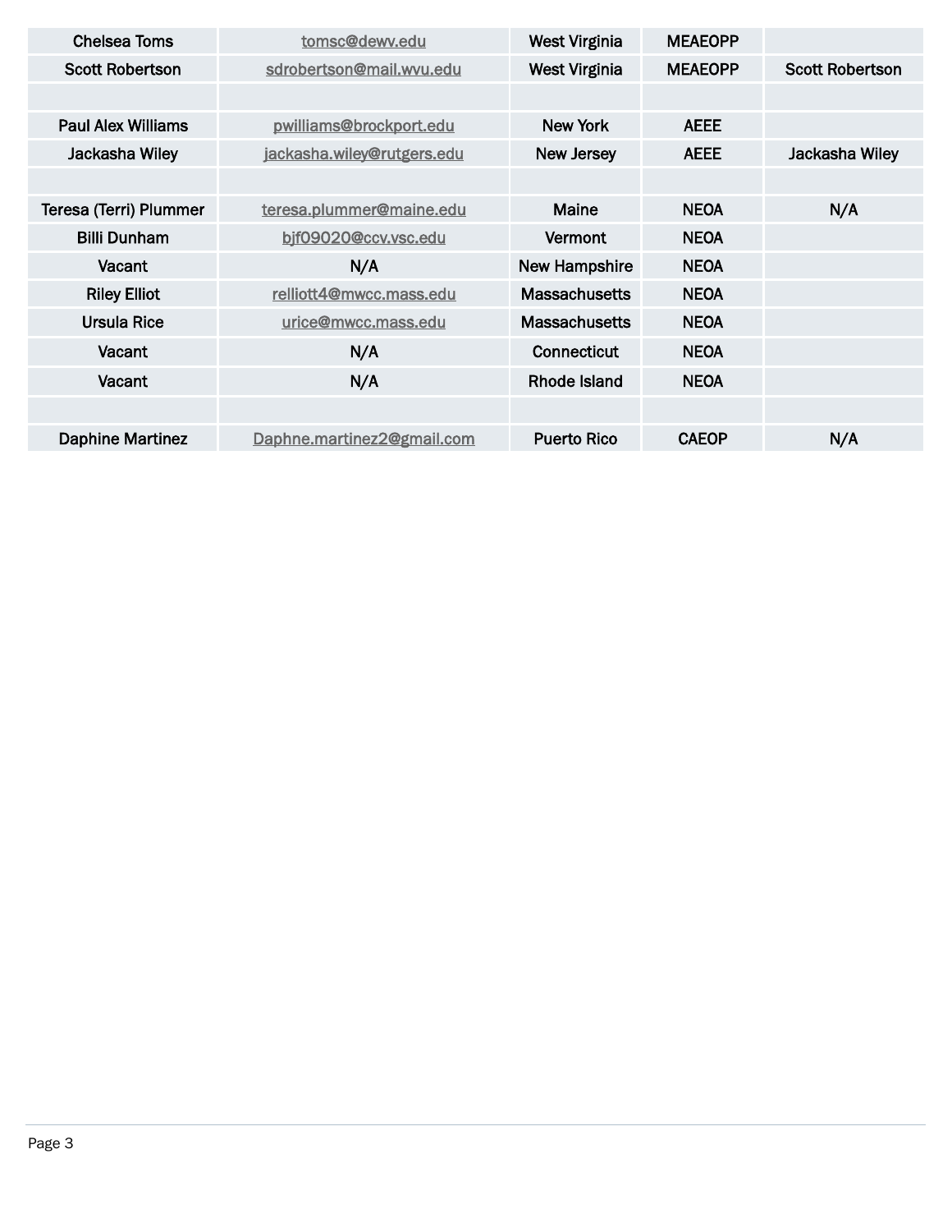| | | | | |
|---|---|---|---|---|
| Chelsea Toms | tomsc@dewv.edu | West Virginia | MEAEOPP | |
| Scott Robertson | sdrobertson@mail.wvu.edu | West Virginia | MEAEOPP | Scott Robertson |
| | | | | |
| Paul Alex Williams | pwilliams@brockport.edu | New York | AEEE | |
| Jackasha Wiley | jackasha.wiley@rutgers.edu | New Jersey | AEEE | Jackasha Wiley |
| | | | | |
| Teresa (Terri) Plummer | teresa.plummer@maine.edu | Maine | NEOA | N/A |
| Billi Dunham | bjf09020@ccv.vsc.edu | Vermont | NEOA | |
| Vacant | N/A | New Hampshire | NEOA | |
| Riley Elliot | relliott4@mwcc.mass.edu | Massachusetts | NEOA | |
| Ursula Rice | urice@mwcc.mass.edu | Massachusetts | NEOA | |
| Vacant | N/A | Connecticut | NEOA | |
| Vacant | N/A | Rhode Island | NEOA | |
| | | | | |
| Daphine Martinez | Daphne.martinez2@gmail.com | Puerto Rico | CAEOP | N/A |